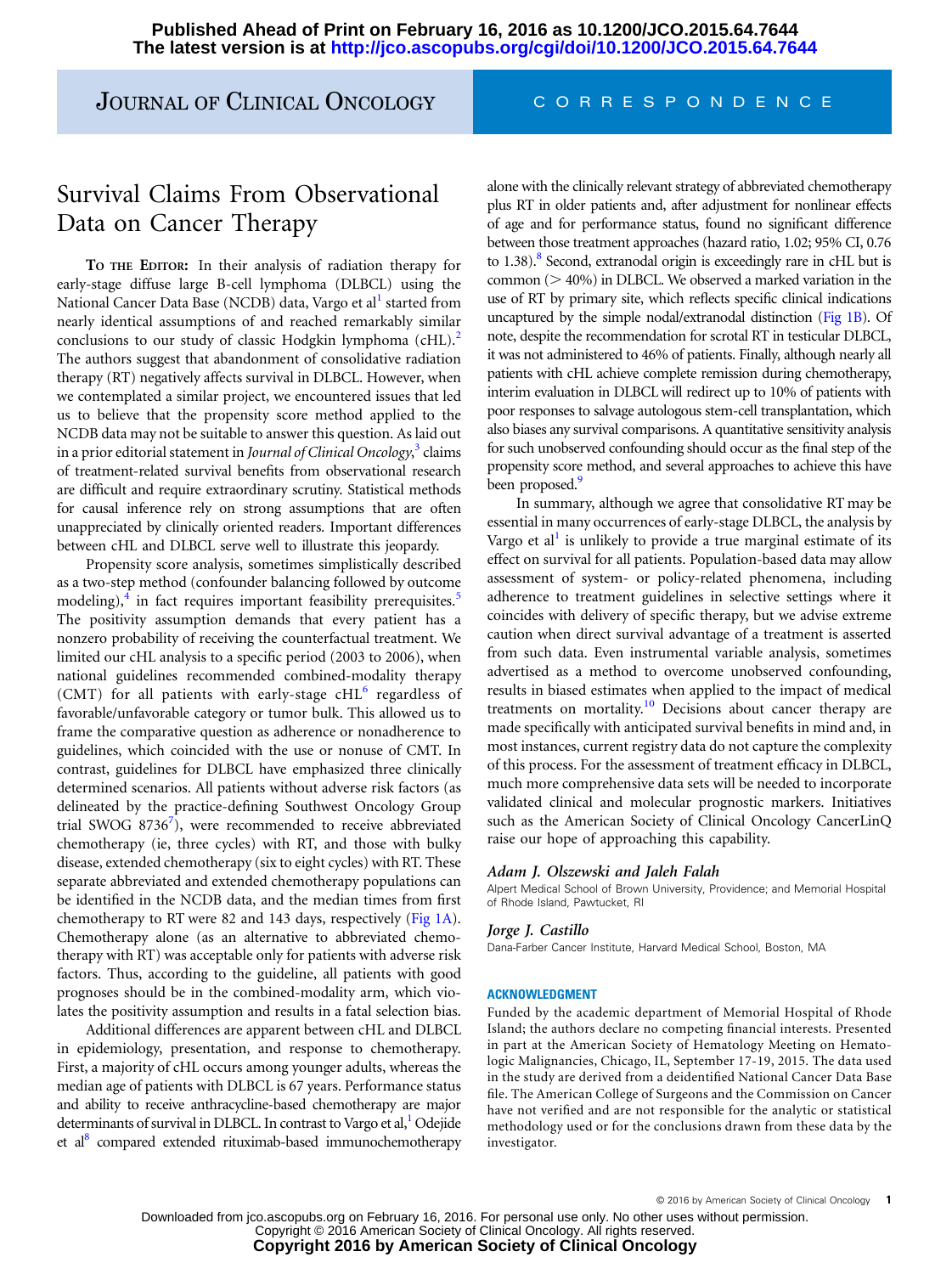# Survival Claims From Observational Data on Cancer Therapy

**To the Editor:** In their analysis of radiation therapy for early-stage diffuse large B-cell lymphoma (DLBCL) using the National Cancer Data Base (NCDB) data, Vargo et al[1] started from nearly identical assumptions of and reached remarkably similar conclusions to our study of classic Hodgkin lymphoma (cHL).[2] The authors suggest that abandonment of consolidative radiation therapy (RT) negatively affects survival in DLBCL. However, when we contemplated a similar project, we encountered issues that led us to believe that the propensity score method applied to the NCDB data may not be suitable to answer this question. As laid out in a prior editorial statement in *Journal of Clinical Oncology*,[3] claims of treatment-related survival benefits from observational research are difficult and require extraordinary scrutiny. Statistical methods for causal inference rely on strong assumptions that are often unappreciated by clinically oriented readers. Important differences between cHL and DLBCL serve well to illustrate this jeopardy.

Propensity score analysis, sometimes simplistically described as a two-step method (confounder balancing followed by outcome modeling),[4] in fact requires important feasibility prerequisites.[5] The positivity assumption demands that every patient has a nonzero probability of receiving the counterfactual treatment. We limited our cHL analysis to a specific period (2003 to 2006), when national guidelines recommended combined-modality therapy (CMT) for all patients with early-stage cHL[6] regardless of favorable/unfavorable category or tumor bulk. This allowed us to frame the comparative question as adherence or nonadherence to guidelines, which coincided with the use or nonuse of CMT. In contrast, guidelines for DLBCL have emphasized three clinically determined scenarios. All patients without adverse risk factors (as delineated by the practice-defining Southwest Oncology Group trial SWOG 8736[7]), were recommended to receive abbreviated chemotherapy (ie, three cycles) with RT, and those with bulky disease, extended chemotherapy (six to eight cycles) with RT. These separate abbreviated and extended chemotherapy populations can be identified in the NCDB data, and the median times from first chemotherapy to RT were 82 and 143 days, respectively (Fig 1A). Chemotherapy alone (as an alternative to abbreviated chemotherapy with RT) was acceptable only for patients with adverse risk factors. Thus, according to the guideline, all patients with good prognoses should be in the combined-modality arm, which violates the positivity assumption and results in a fatal selection bias.

Additional differences are apparent between cHL and DLBCL in epidemiology, presentation, and response to chemotherapy. First, a majority of cHL occurs among younger adults, whereas the median age of patients with DLBCL is 67 years. Performance status and ability to receive anthracycline-based chemotherapy are major determinants of survival in DLBCL. In contrast to Vargo et al,[1] Odejide et al[8] compared extended rituximab-based immunochemotherapy alone with the clinically relevant strategy of abbreviated chemotherapy plus RT in older patients and, after adjustment for nonlinear effects of age and for performance status, found no significant difference between those treatment approaches (hazard ratio, 1.02; 95% CI, 0.76 to 1.38).[8] Second, extranodal origin is exceedingly rare in cHL but is common (> 40%) in DLBCL. We observed a marked variation in the use of RT by primary site, which reflects specific clinical indications uncaptured by the simple nodal/extranodal distinction (Fig 1B). Of note, despite the recommendation for scrotal RT in testicular DLBCL, it was not administered to 46% of patients. Finally, although nearly all patients with cHL achieve complete remission during chemotherapy, interim evaluation in DLBCL will redirect up to 10% of patients with poor responses to salvage autologous stem-cell transplantation, which also biases any survival comparisons. A quantitative sensitivity analysis for such unobserved confounding should occur as the final step of the propensity score method, and several approaches to achieve this have been proposed.[9]

In summary, although we agree that consolidative RT may be essential in many occurrences of early-stage DLBCL, the analysis by Vargo et al[1] is unlikely to provide a true marginal estimate of its effect on survival for all patients. Population-based data may allow assessment of system- or policy-related phenomena, including adherence to treatment guidelines in selective settings where it coincides with delivery of specific therapy, but we advise extreme caution when direct survival advantage of a treatment is asserted from such data. Even instrumental variable analysis, sometimes advertised as a method to overcome unobserved confounding, results in biased estimates when applied to the impact of medical treatments on mortality.[10] Decisions about cancer therapy are made specifically with anticipated survival benefits in mind and, in most instances, current registry data do not capture the complexity of this process. For the assessment of treatment efficacy in DLBCL, much more comprehensive data sets will be needed to incorporate validated clinical and molecular prognostic markers. Initiatives such as the American Society of Clinical Oncology CancerLinQ raise our hope of approaching this capability.

***Adam J. Olszewski and Jaleh Falah***

Alpert Medical School of Brown University, Providence; and Memorial Hospital of Rhode Island, Pawtucket, RI

***Jorge J. Castillo***

Dana-Farber Cancer Institute, Harvard Medical School, Boston, MA

## ACKNOWLEDGMENT

Funded by the academic department of Memorial Hospital of Rhode Island; the authors declare no competing financial interests. Presented in part at the American Society of Hematology Meeting on Hematologic Malignancies, Chicago, IL, September 17-19, 2015. The data used in the study are derived from a deidentified National Cancer Data Base file. The American College of Surgeons and the Commission on Cancer have not verified and are not responsible for the analytic or statistical methodology used or for the conclusions drawn from these data by the investigator.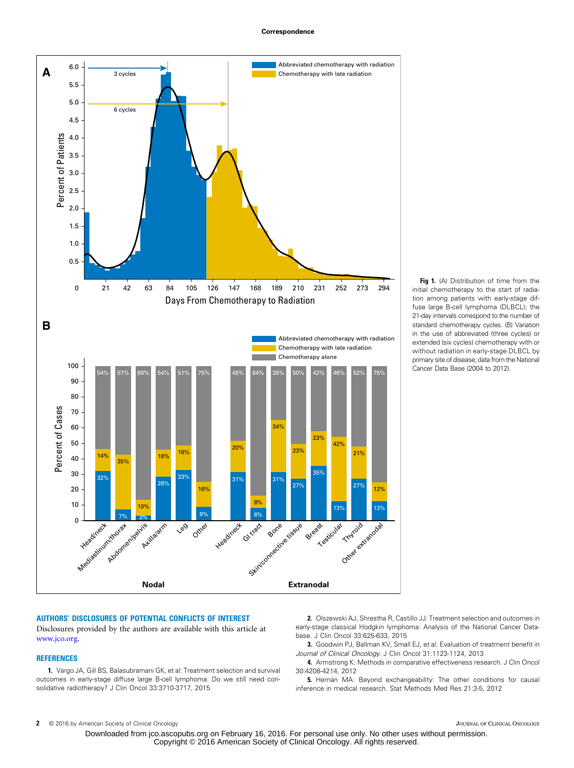Fig 1. (A) Distribution of time from the initial chemotherapy to the start of radiation among patients with early-stage diffuse large B-cell lymphoma (DLBCL); the 21-day intervals correspond to the number of standard chemotherapy cycles. (B) Variation in the use of abbreviated (three cycles) or extended (six cycles) chemotherapy with or without radiation in early-stage DLBCL by primary site of disease; data from the National Cancer Data Base (2004 to 2012).

## AUTHORS' DISCLOSURES OF POTENTIAL CONFLICTS OF INTEREST

Disclosures provided by the authors are available with this article at www.jco.org.

## REFERENCES

1. Vargo JA, Gill BS, Balasubramani GK, et al: Treatment selection and survival outcomes in early-stage diffuse large B-cell lymphoma: Do we still need consolidative radiotherapy? J Clin Oncol 33:3710-3717, 2015

2. Olszewski AJ, Shrestha R, Castillo JJ: Treatment selection and outcomes in early-stage classical Hodgkin lymphoma: Analysis of the National Cancer Database. J Clin Oncol 33:625-633, 2015

3. Goodwin PJ, Ballman KV, Small EJ, et al: Evaluation of treatment benefit in *Journal of Clinical Oncology*. J Clin Oncol 31:1123-1124, 2013

4. Armstrong K: Methods in comparative effectiveness research. J Clin Oncol 30:4208-4214, 2012

5. Hernán MA: Beyond exchangeability: The other conditions for causal inference in medical research. Stat Methods Med Res 21:3-5, 2012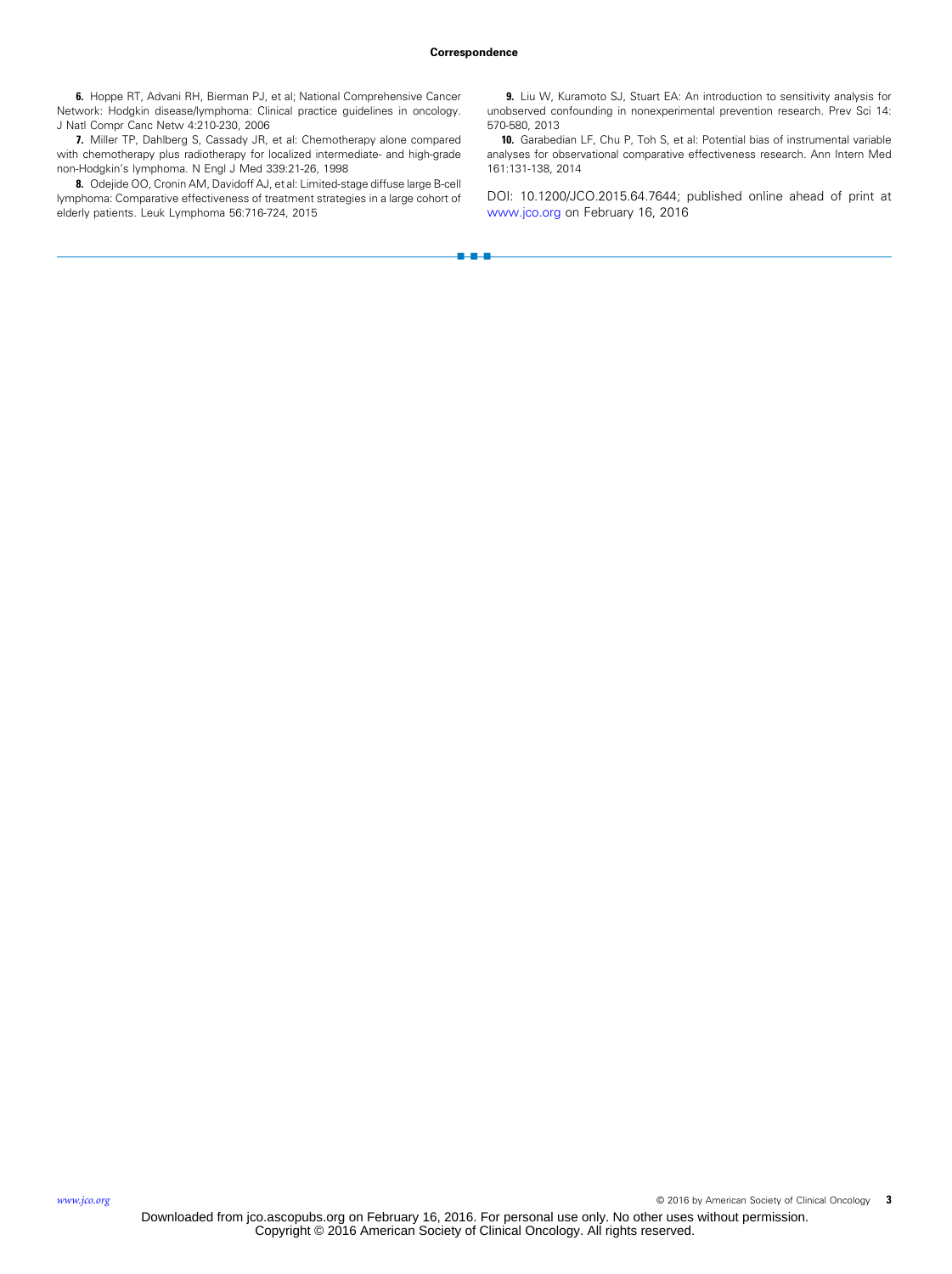6. Hoppe RT, Advani RH, Bierman PJ, et al; National Comprehensive Cancer Network: Hodgkin disease/lymphoma: Clinical practice guidelines in oncology. J Natl Compr Canc Netw 4:210-230, 2006

7. Miller TP, Dahlberg S, Cassady JR, et al: Chemotherapy alone compared with chemotherapy plus radiotherapy for localized intermediate- and high-grade non-Hodgkin's lymphoma. N Engl J Med 339:21-26, 1998

8. Odejide OO, Cronin AM, Davidoff AJ, et al: Limited-stage diffuse large B-cell lymphoma: Comparative effectiveness of treatment strategies in a large cohort of elderly patients. Leuk Lymphoma 56:716-724, 2015

9. Liu W, Kuramoto SJ, Stuart EA: An introduction to sensitivity analysis for unobserved confounding in nonexperimental prevention research. Prev Sci 14: 570-580, 2013

10. Garabedian LF, Chu P, Toh S, et al: Potential bias of instrumental variable analyses for observational comparative effectiveness research. Ann Intern Med 161:131-138, 2014

DOI: 10.1200/JCO.2015.64.7644; published online ahead of print at www.jco.org on February 16, 2016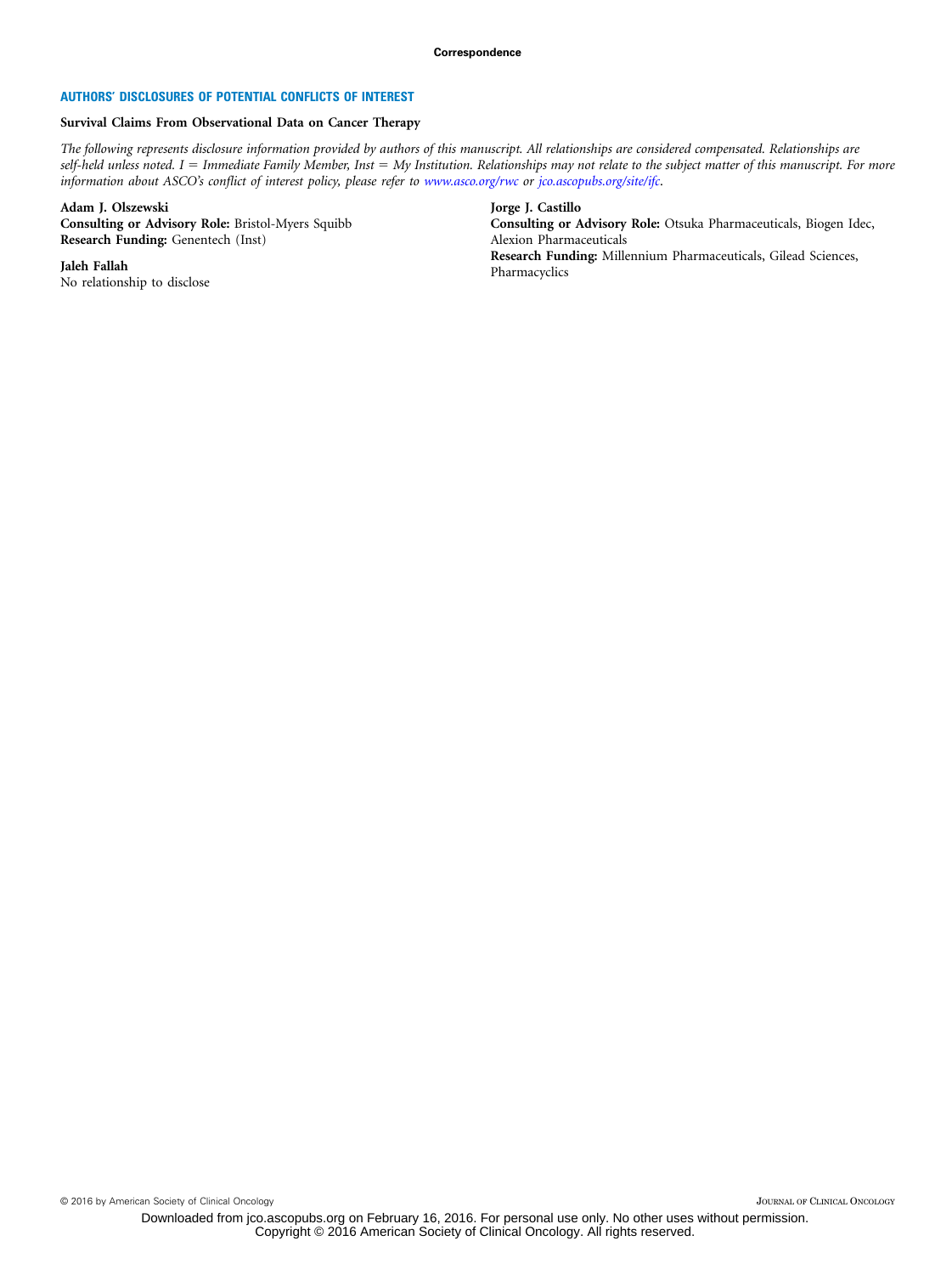## AUTHORS' DISCLOSURES OF POTENTIAL CONFLICTS OF INTEREST

### Survival Claims From Observational Data on Cancer Therapy

*The following represents disclosure information provided by authors of this manuscript. All relationships are considered compensated. Relationships are self-held unless noted. I = Immediate Family Member, Inst = My Institution. Relationships may not relate to the subject matter of this manuscript. For more information about ASCO's conflict of interest policy, please refer to www.asco.org/rwc or jco.ascopubs.org/site/ifc.*

**Adam J. Olszewski**
**Consulting or Advisory Role:** Bristol-Myers Squibb
**Research Funding:** Genentech (Inst)

**Jaleh Fallah**
No relationship to disclose

**Jorge J. Castillo**
**Consulting or Advisory Role:** Otsuka Pharmaceuticals, Biogen Idec, Alexion Pharmaceuticals
**Research Funding:** Millennium Pharmaceuticals, Gilead Sciences, Pharmacyclics